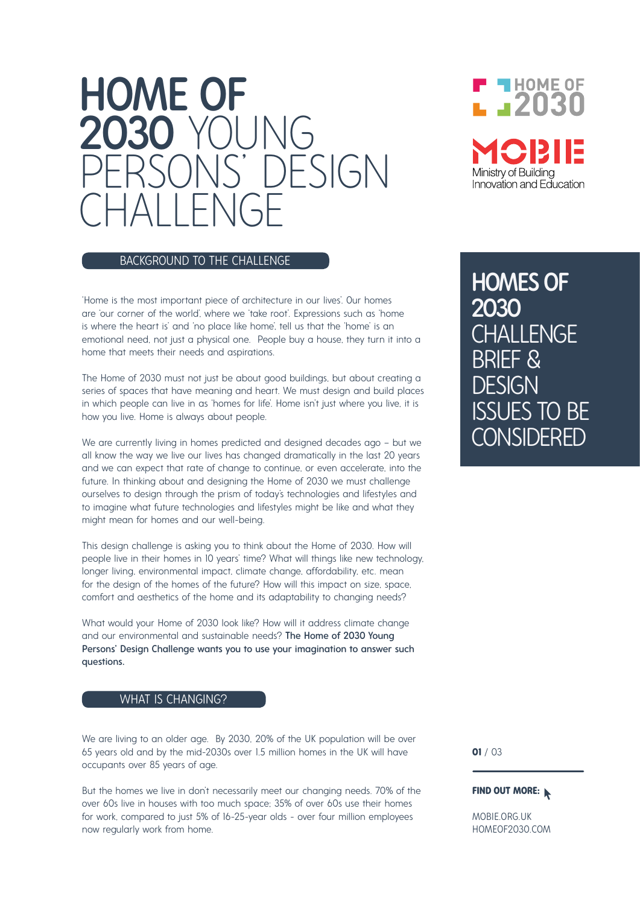# HOME OF 2030 YOUNG PERSONS' DESIGN CHALLENGE

HOME OF 2030

MOBIE
Ministry of Building Innovation and Education

## HOMES OF 2030 CHALLENGE BRIEF & DESIGN ISSUES TO BE CONSIDERED

## BACKGROUND TO THE CHALLENGE

'Home is the most important piece of architecture in our lives'. Our homes are 'our corner of the world', where we 'take root'. Expressions such as 'home is where the heart is' and 'no place like home', tell us that the 'home' is an emotional need, not just a physical one. People buy a house, they turn it into a home that meets their needs and aspirations.

The Home of 2030 must not just be about good buildings, but about creating a series of spaces that have meaning and heart. We must design and build places in which people can live in as 'homes for life'. Home isn't just where you live, it is how you live. Home is always about people.

We are currently living in homes predicted and designed decades ago – but we all know the way we live our lives has changed dramatically in the last 20 years and we can expect that rate of change to continue, or even accelerate, into the future. In thinking about and designing the Home of 2030 we must challenge ourselves to design through the prism of today's technologies and lifestyles and to imagine what future technologies and lifestyles might be like and what they might mean for homes and our well-being.

This design challenge is asking you to think about the Home of 2030. How will people live in their homes in 10 years' time? What will things like new technology, longer living, environmental impact, climate change, affordability, etc. mean for the design of the homes of the future? How will this impact on size, space, comfort and aesthetics of the home and its adaptability to changing needs?

What would your Home of 2030 look like? How will it address climate change and our environmental and sustainable needs? **The Home of 2030 Young Persons' Design Challenge wants you to use your imagination to answer such questions.**

## WHAT IS CHANGING?

We are living to an older age. By 2030, 20% of the UK population will be over 65 years old and by the mid-2030s over 1.5 million homes in the UK will have occupants over 85 years of age.

But the homes we live in don't necessarily meet our changing needs. 70% of the over 60s live in houses with too much space; 35% of over 60s use their homes for work, compared to just 5% of 16-25-year olds - over four million employees now regularly work from home.

**FIND OUT MORE:**

MOBIE.ORG.UK
HOMEOF2030.COM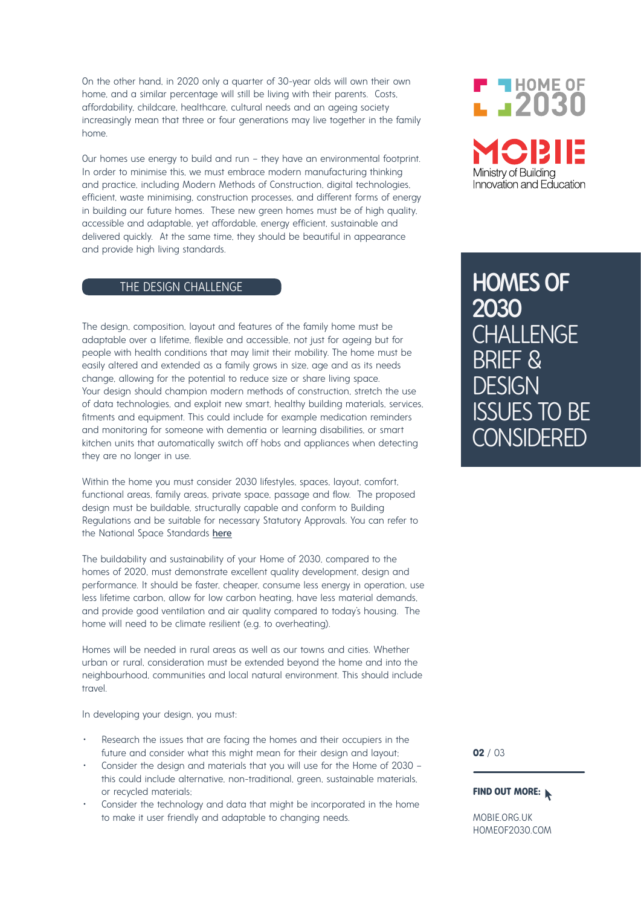On the other hand, in 2020 only a quarter of 30-year olds will own their own home, and a similar percentage will still be living with their parents. Costs, affordability, childcare, healthcare, cultural needs and an ageing society increasingly mean that three or four generations may live together in the family home.

Our homes use energy to build and run – they have an environmental footprint. In order to minimise this, we must embrace modern manufacturing thinking and practice, including Modern Methods of Construction, digital technologies, efficient, waste minimising, construction processes, and different forms of energy in building our future homes. These new green homes must be of high quality, accessible and adaptable, yet affordable, energy efficient, sustainable and delivered quickly. At the same time, they should be beautiful in appearance and provide high living standards.

## THE DESIGN CHALLENGE

The design, composition, layout and features of the family home must be adaptable over a lifetime, flexible and accessible, not just for ageing but for people with health conditions that may limit their mobility. The home must be easily altered and extended as a family grows in size, age and as its needs change, allowing for the potential to reduce size or share living space. Your design should champion modern methods of construction, stretch the use of data technologies, and exploit new smart, healthy building materials, services, fitments and equipment. This could include for example medication reminders and monitoring for someone with dementia or learning disabilities, or smart kitchen units that automatically switch off hobs and appliances when detecting they are no longer in use.

Within the home you must consider 2030 lifestyles, spaces, layout, comfort, functional areas, family areas, private space, passage and flow. The proposed design must be buildable, structurally capable and conform to Building Regulations and be suitable for necessary Statutory Approvals. You can refer to the National Space Standards **here**

The buildability and sustainability of your Home of 2030, compared to the homes of 2020, must demonstrate excellent quality development, design and performance. It should be faster, cheaper, consume less energy in operation, use less lifetime carbon, allow for low carbon heating, have less material demands, and provide good ventilation and air quality compared to today's housing. The home will need to be climate resilient (e.g. to overheating).

Homes will be needed in rural areas as well as our towns and cities. Whether urban or rural, consideration must be extended beyond the home and into the neighbourhood, communities and local natural environment. This should include travel.

In developing your design, you must:

- Research the issues that are facing the homes and their occupiers in the future and consider what this might mean for their design and layout;
- Consider the design and materials that you will use for the Home of 2030 – this could include alternative, non-traditional, green, sustainable materials, or recycled materials;
- Consider the technology and data that might be incorporated in the home to make it user friendly and adaptable to changing needs.

HOME OF 2030

MOBIE
Ministry of Building Innovation and Education

# HOMES OF 2030 CHALLENGE BRIEF & DESIGN ISSUES TO BE CONSIDERED

**FIND OUT MORE:**

MOBIE.ORG.UK
HOMEOF2030.COM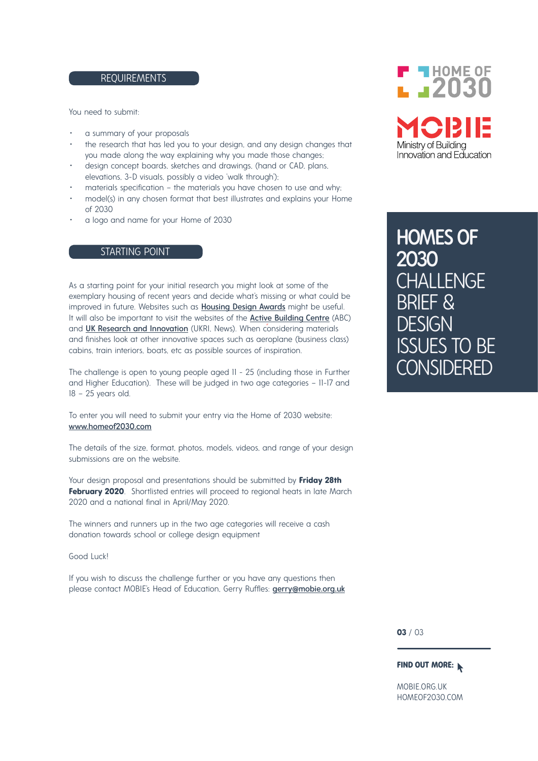## REQUIREMENTS

You need to submit:

- a summary of your proposals
- the research that has led you to your design, and any design changes that you made along the way explaining why you made those changes;
- design concept boards, sketches and drawings, (hand or CAD, plans, elevations, 3-D visuals, possibly a video 'walk through');
- materials specification – the materials you have chosen to use and why;
- model(s) in any chosen format that best illustrates and explains your Home of 2030
- a logo and name for your Home of 2030

## STARTING POINT

As a starting point for your initial research you might look at some of the exemplary housing of recent years and decide what's missing or what could be improved in future. Websites such as Housing Design Awards might be useful. It will also be important to visit the websites of the Active Building Centre (ABC) and UK Research and Innovation (UKRI, News). When considering materials and finishes look at other innovative spaces such as aeroplane (business class) cabins, train interiors, boats, etc as possible sources of inspiration.

The challenge is open to young people aged 11 - 25 (including those in Further and Higher Education). These will be judged in two age categories – 11-17 and 18 – 25 years old.

To enter you will need to submit your entry via the Home of 2030 website: www.homeof2030.com

The details of the size, format, photos, models, videos, and range of your design submissions are on the website.

Your design proposal and presentations should be submitted by **Friday 28th February 2020**. Shortlisted entries will proceed to regional heats in late March 2020 and a national final in April/May 2020.

The winners and runners up in the two age categories will receive a cash donation towards school or college design equipment

Good Luck!

If you wish to discuss the challenge further or you have any questions then please contact MOBIE's Head of Education, Gerry Ruffles: gerry@mobie.org.uk

HOME OF 2030

MOBIE
Ministry of Building Innovation and Education

# HOMES OF 2030 CHALLENGE BRIEF & DESIGN ISSUES TO BE CONSIDERED

**FIND OUT MORE:**

MOBIE.ORG.UK
HOMEOF2030.COM